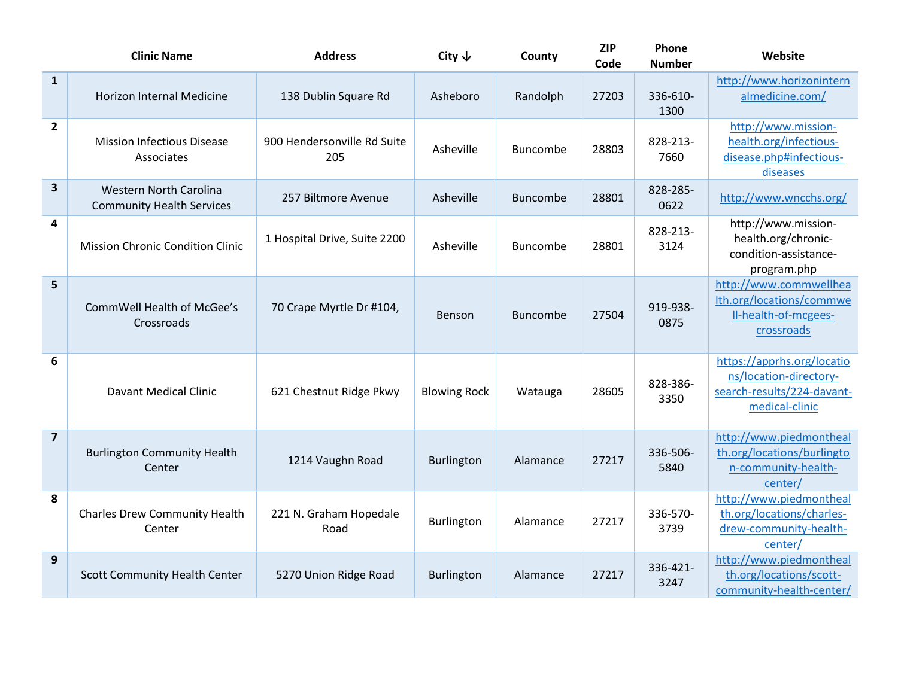|  | Clinic Name | Address | City ↓ | County | ZIP Code | Phone Number | Website |
|---|---|---|---|---|---|---|---|
| 1 | Horizon Internal Medicine | 138 Dublin Square Rd | Asheboro | Randolph | 27203 | 336-610-1300 | http://www.horizoninternalmedicine.com/ |
| 2 | Mission Infectious Disease Associates | 900 Hendersonville Rd Suite 205 | Asheville | Buncombe | 28803 | 828-213-7660 | http://www.mission-health.org/infectious-disease.php#infectious-diseases |
| 3 | Western North Carolina Community Health Services | 257 Biltmore Avenue | Asheville | Buncombe | 28801 | 828-285-0622 | http://www.wncchs.org/ |
| 4 | Mission Chronic Condition Clinic | 1 Hospital Drive, Suite 2200 | Asheville | Buncombe | 28801 | 828-213-3124 | http://www.mission-health.org/chronic-condition-assistance-program.php |
| 5 | CommWell Health of McGee's Crossroads | 70 Crape Myrtle Dr #104, | Benson | Buncombe | 27504 | 919-938-0875 | http://www.commwellhealth.org/locations/commwell-health-of-mcgees-crossroads |
| 6 | Davant Medical Clinic | 621 Chestnut Ridge Pkwy | Blowing Rock | Watauga | 28605 | 828-386-3350 | https://apprhs.org/locations/location-directory-search-results/224-davant-medical-clinic |
| 7 | Burlington Community Health Center | 1214 Vaughn Road | Burlington | Alamance | 27217 | 336-506-5840 | http://www.piedmonthealth.org/locations/burlington-community-health-center/ |
| 8 | Charles Drew Community Health Center | 221 N. Graham Hopedale Road | Burlington | Alamance | 27217 | 336-570-3739 | http://www.piedmonthealth.org/locations/charles-drew-community-health-center/ |
| 9 | Scott Community Health Center | 5270 Union Ridge Road | Burlington | Alamance | 27217 | 336-421-3247 | http://www.piedmonthealth.org/locations/scott-community-health-center/ |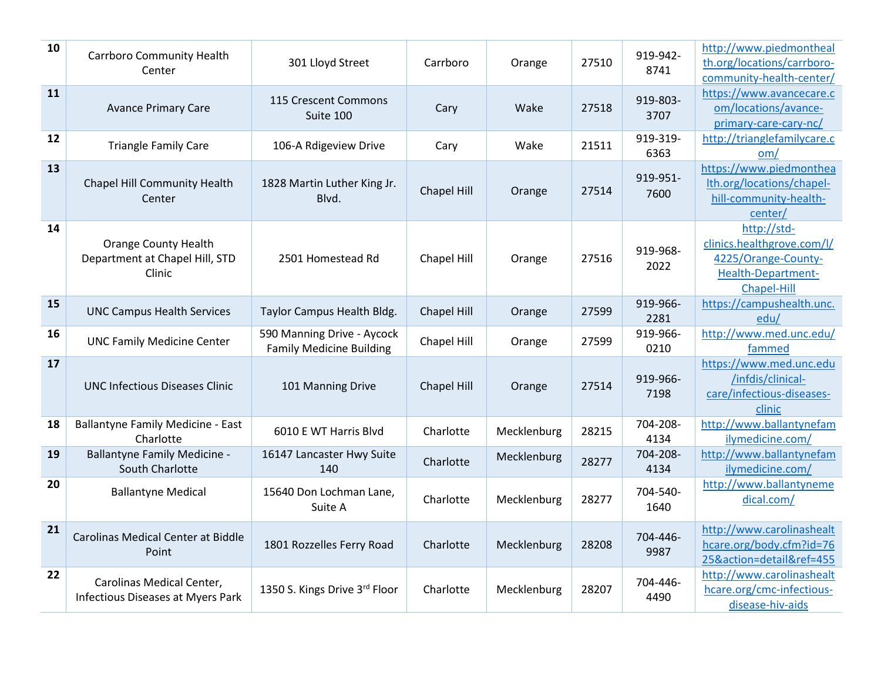| 10 | Carrboro Community Health Center | 301 Lloyd Street | Carrboro | Orange | 27510 | 919-942-8741 | http://www.piedmonthealth.org/locations/carrboro-community-health-center/ |
|---|---|---|---|---|---|---|---|
| 11 | Avance Primary Care | 115 Crescent Commons Suite 100 | Cary | Wake | 27518 | 919-803-3707 | https://www.avancecare.com/locations/avance-primary-care-cary-nc/ |
| 12 | Triangle Family Care | 106-A Rdigeview Drive | Cary | Wake | 21511 | 919-319-6363 | http://trianglefamilycare.com/ |
| 13 | Chapel Hill Community Health Center | 1828 Martin Luther King Jr. Blvd. | Chapel Hill | Orange | 27514 | 919-951-7600 | https://www.piedmonthealth.org/locations/chapel-hill-community-health-center/ |
| 14 | Orange County Health Department at Chapel Hill, STD Clinic | 2501 Homestead Rd | Chapel Hill | Orange | 27516 | 919-968-2022 | http://std-clinics.healthgrove.com/l/4225/Orange-County-Health-Department-Chapel-Hill |
| 15 | UNC Campus Health Services | Taylor Campus Health Bldg. | Chapel Hill | Orange | 27599 | 919-966-2281 | https://campushealth.unc.edu/ |
| 16 | UNC Family Medicine Center | 590 Manning Drive - Aycock Family Medicine Building | Chapel Hill | Orange | 27599 | 919-966-0210 | http://www.med.unc.edu/fammed |
| 17 | UNC Infectious Diseases Clinic | 101 Manning Drive | Chapel Hill | Orange | 27514 | 919-966-7198 | https://www.med.unc.edu/infdis/clinical-care/infectious-diseases-clinic |
| 18 | Ballantyne Family Medicine - East Charlotte | 6010 E WT Harris Blvd | Charlotte | Mecklenburg | 28215 | 704-208-4134 | http://www.ballantynefamilymedicine.com/ |
| 19 | Ballantyne Family Medicine - South Charlotte | 16147 Lancaster Hwy Suite 140 | Charlotte | Mecklenburg | 28277 | 704-208-4134 | http://www.ballantynefamilymedicine.com/ |
| 20 | Ballantyne Medical | 15640 Don Lochman Lane, Suite A | Charlotte | Mecklenburg | 28277 | 704-540-1640 | http://www.ballantynemedical.com/ |
| 21 | Carolinas Medical Center at Biddle Point | 1801 Rozzelles Ferry Road | Charlotte | Mecklenburg | 28208 | 704-446-9987 | http://www.carolinashealthcare.org/body.cfm?id=7625&action=detail&ref=455 |
| 22 | Carolinas Medical Center, Infectious Diseases at Myers Park | 1350 S. Kings Drive 3rd Floor | Charlotte | Mecklenburg | 28207 | 704-446-4490 | http://www.carolinashealthcare.org/cmc-infectious-disease-hiv-aids |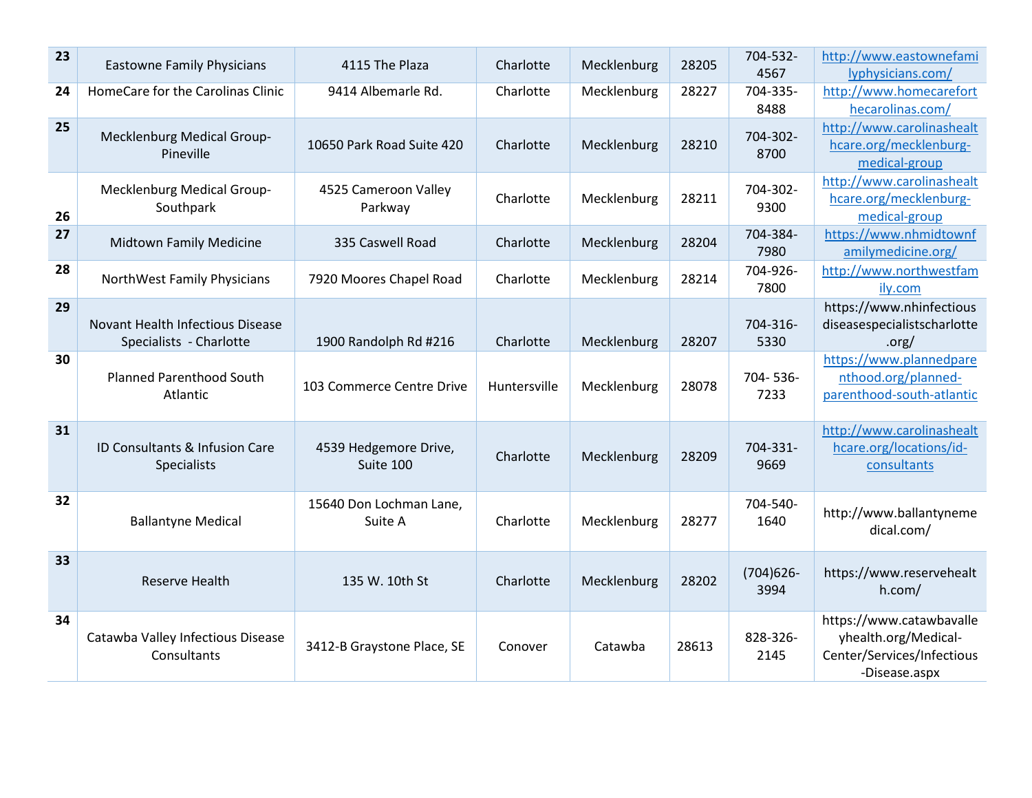| 23 | Eastowne Family Physicians | 4115 The Plaza | Charlotte | Mecklenburg | 28205 | 704-532-4567 | http://www.eastownefamilyphysicians.com/ |
|---|---|---|---|---|---|---|---|
| 24 | HomeCare for the Carolinas Clinic | 9414 Albemarle Rd. | Charlotte | Mecklenburg | 28227 | 704-335-8488 | http://www.homecarefortthecarolinas.com/ |
| 25 | Mecklenburg Medical Group-Pineville | 10650 Park Road Suite 420 | Charlotte | Mecklenburg | 28210 | 704-302-8700 | http://www.carolinashealthcare.org/mecklenburg-medical-group |
| 26 | Mecklenburg Medical Group-Southpark | 4525 Cameroon Valley Parkway | Charlotte | Mecklenburg | 28211 | 704-302-9300 | http://www.carolinashealthcare.org/mecklenburg-medical-group |
| 27 | Midtown Family Medicine | 335 Caswell Road | Charlotte | Mecklenburg | 28204 | 704-384-7980 | https://www.nhmidtownfamilymedicine.org/ |
| 28 | NorthWest Family Physicians | 7920 Moores Chapel Road | Charlotte | Mecklenburg | 28214 | 704-926-7800 | http://www.northwestfamily.com |
| 29 | Novant Health Infectious Disease Specialists - Charlotte | 1900 Randolph Rd #216 | Charlotte | Mecklenburg | 28207 | 704-316-5330 | https://www.nhinfectiousdiseasespecialistscharlotte.org/ |
| 30 | Planned Parenthood South Atlantic | 103 Commerce Centre Drive | Huntersville | Mecklenburg | 28078 | 704- 536-7233 | https://www.plannedparenthood.org/planned-parenthood-south-atlantic |
| 31 | ID Consultants & Infusion Care Specialists | 4539 Hedgemore Drive, Suite 100 | Charlotte | Mecklenburg | 28209 | 704-331-9669 | http://www.carolinashealthcare.org/locations/id-consultants |
| 32 | Ballantyne Medical | 15640 Don Lochman Lane, Suite A | Charlotte | Mecklenburg | 28277 | 704-540-1640 | http://www.ballantynemedical.com/ |
| 33 | Reserve Health | 135 W. 10th St | Charlotte | Mecklenburg | 28202 | (704)626-3994 | https://www.reservehealth.com/ |
| 34 | Catawba Valley Infectious Disease Consultants | 3412-B Graystone Place, SE | Conover | Catawba | 28613 | 828-326-2145 | https://www.catawbavalleyhealth.org/Medical-Center/Services/Infectious-Disease.aspx |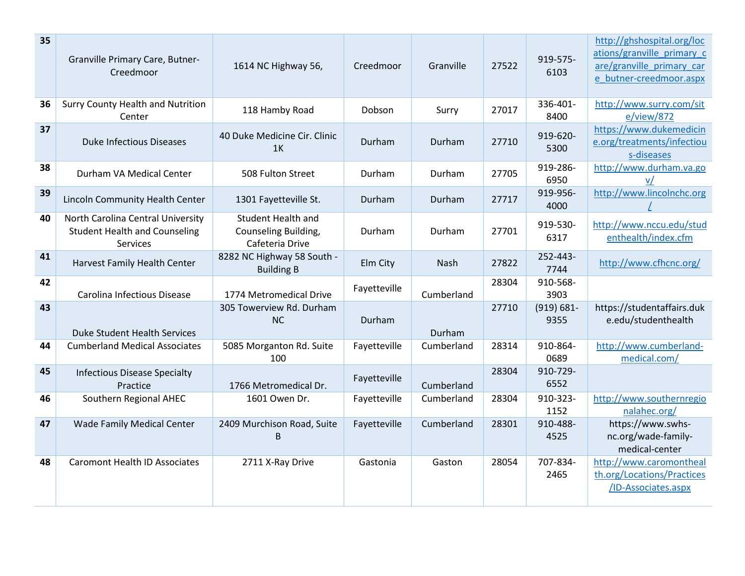| 35 | Granville Primary Care, Butner-Creedmoor | 1614 NC Highway 56, | Creedmoor | Granville | 27522 | 919-575-6103 | http://ghshospital.org/locations/granville_primary_care/granville_primary_care_butner-creedmoor.aspx |
|---|---|---|---|---|---|---|---|
| 36 | Surry County Health and Nutrition Center | 118 Hamby Road | Dobson | Surry | 27017 | 336-401-8400 | http://www.surry.com/site/view/872 |
| 37 | Duke Infectious Diseases | 40 Duke Medicine Cir. Clinic 1K | Durham | Durham | 27710 | 919-620-5300 | https://www.dukemedicine.org/treatments/infectious-diseases |
| 38 | Durham VA Medical Center | 508 Fulton Street | Durham | Durham | 27705 | 919-286-6950 | http://www.durham.va.gov/ |
| 39 | Lincoln Community Health Center | 1301 Fayetteville St. | Durham | Durham | 27717 | 919-956-4000 | http://www.lincolnchc.org/ |
| 40 | North Carolina Central University Student Health and Counseling Services | Student Health and Counseling Building, Cafeteria Drive | Durham | Durham | 27701 | 919-530-6317 | http://www.nccu.edu/studenthealth/index.cfm |
| 41 | Harvest Family Health Center | 8282 NC Highway 58 South - Building B | Elm City | Nash | 27822 | 252-443-7744 | http://www.cfhcnc.org/ |
| 42 | Carolina Infectious Disease | 1774 Metromedical Drive | Fayetteville | Cumberland | 28304 | 910-568-3903 | |
| 43 | Duke Student Health Services | 305 Towerview Rd. Durham NC | Durham | Durham | 27710 | (919) 681-9355 | https://studentaffairs.duke.edu/studenthealth |
| 44 | Cumberland Medical Associates | 5085 Morganton Rd. Suite 100 | Fayetteville | Cumberland | 28314 | 910-864-0689 | http://www.cumberland-medical.com/ |
| 45 | Infectious Disease Specialty Practice | 1766 Metromedical Dr. | Fayetteville | Cumberland | 28304 | 910-729-6552 | |
| 46 | Southern Regional AHEC | 1601 Owen Dr. | Fayetteville | Cumberland | 28304 | 910-323-1152 | http://www.southernregionalahec.org/ |
| 47 | Wade Family Medical Center | 2409 Murchison Road, Suite B | Fayetteville | Cumberland | 28301 | 910-488-4525 | https://www.swhs-nc.org/wade-family-medical-center |
| 48 | Caromont Health ID Associates | 2711 X-Ray Drive | Gastonia | Gaston | 28054 | 707-834-2465 | http://www.caromonthealth.org/Locations/Practices/ID-Associates.aspx |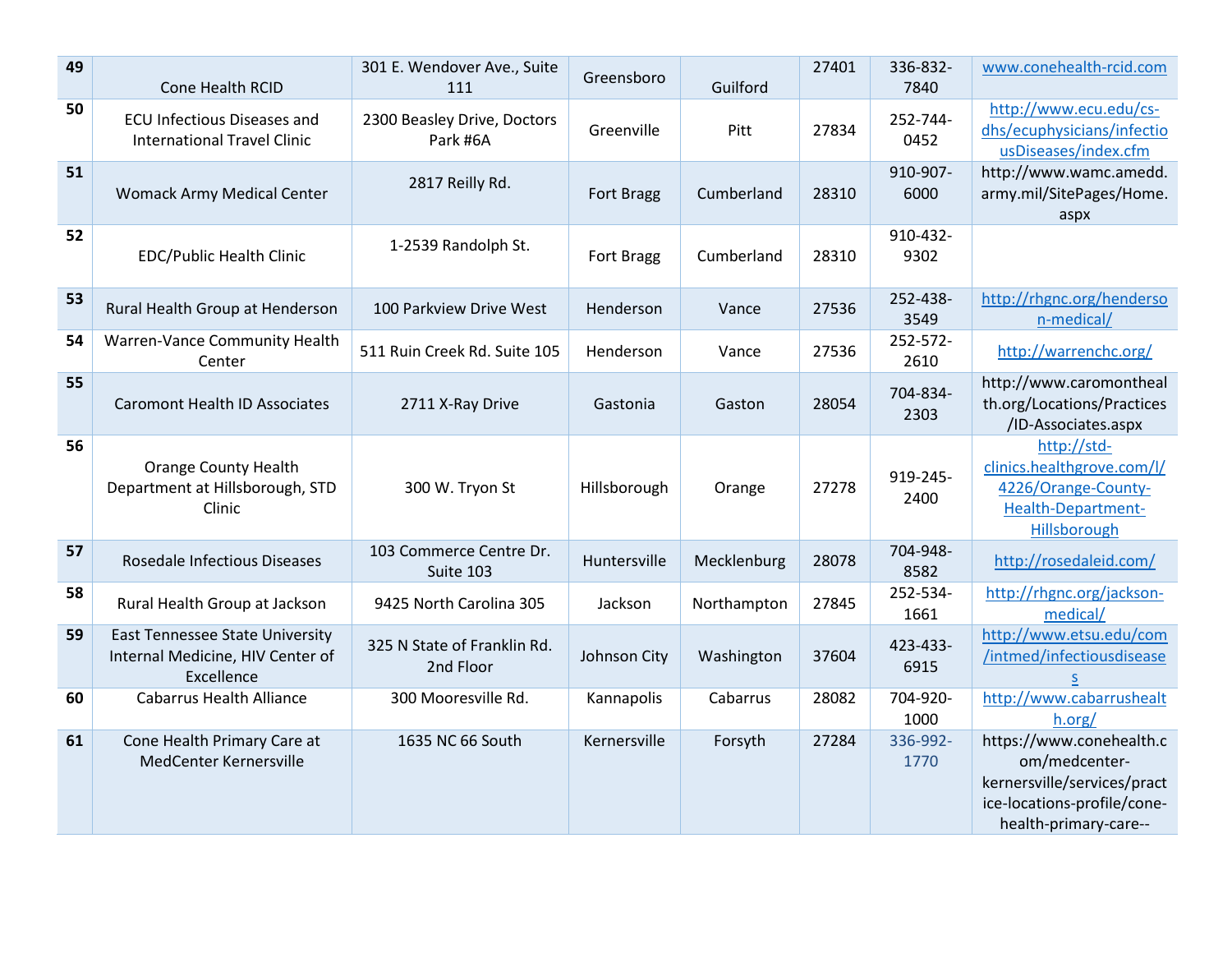| 49 | Cone Health RCID | 301 E. Wendover Ave., Suite 111 | Greensboro | Guilford | 27401 | 336-832-7840 | www.conehealth-rcid.com |
|---|---|---|---|---|---|---|---|
| 50 | ECU Infectious Diseases and International Travel Clinic | 2300 Beasley Drive, Doctors Park #6A | Greenville | Pitt | 27834 | 252-744-0452 | http://www.ecu.edu/cs-dhs/ecuphysicians/infectiousDiseases/index.cfm |
| 51 | Womack Army Medical Center | 2817 Reilly Rd. | Fort Bragg | Cumberland | 28310 | 910-907-6000 | http://www.wamc.amedd.army.mil/SitePages/Home.aspx |
| 52 | EDC/Public Health Clinic | 1-2539 Randolph St. | Fort Bragg | Cumberland | 28310 | 910-432-9302 | |
| 53 | Rural Health Group at Henderson | 100 Parkview Drive West | Henderson | Vance | 27536 | 252-438-3549 | http://rhgnc.org/henderson-medical/ |
| 54 | Warren-Vance Community Health Center | 511 Ruin Creek Rd. Suite 105 | Henderson | Vance | 27536 | 252-572-2610 | http://warrenchc.org/ |
| 55 | Caromont Health ID Associates | 2711 X-Ray Drive | Gastonia | Gaston | 28054 | 704-834-2303 | http://www.caromonthealth.org/Locations/Practices/ID-Associates.aspx |
| 56 | Orange County Health Department at Hillsborough, STD Clinic | 300 W. Tryon St | Hillsborough | Orange | 27278 | 919-245-2400 | http://std-clinics.healthgrove.com/l/4226/Orange-County-Health-Department-Hillsborough |
| 57 | Rosedale Infectious Diseases | 103 Commerce Centre Dr. Suite 103 | Huntersville | Mecklenburg | 28078 | 704-948-8582 | http://rosedaleid.com/ |
| 58 | Rural Health Group at Jackson | 9425 North Carolina 305 | Jackson | Northampton | 27845 | 252-534-1661 | http://rhgnc.org/jackson-medical/ |
| 59 | East Tennessee State University Internal Medicine, HIV Center of Excellence | 325 N State of Franklin Rd. 2nd Floor | Johnson City | Washington | 37604 | 423-433-6915 | http://www.etsu.edu/com/intmed/infectiousdiseases |
| 60 | Cabarrus Health Alliance | 300 Mooresville Rd. | Kannapolis | Cabarrus | 28082 | 704-920-1000 | http://www.cabarrushealth.org/ |
| 61 | Cone Health Primary Care at MedCenter Kernersville | 1635 NC 66 South | Kernersville | Forsyth | 27284 | 336-992-1770 | https://www.conehealth.com/medcenter-kernersville/services/practice-locations-profile/cone-health-primary-care-- |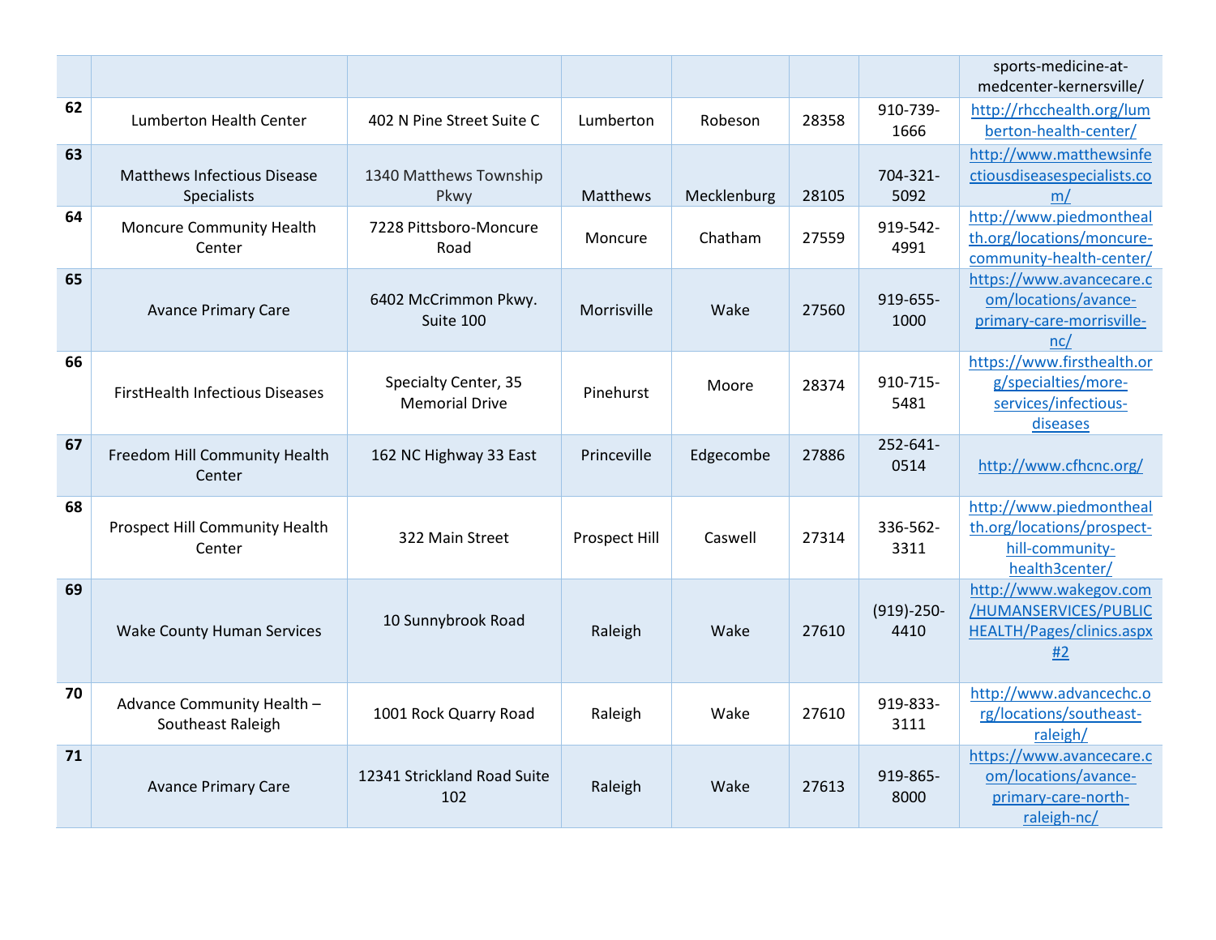| | | | | | | | |
|---|---|---|---|---|---|---|---|
| | | | | | | | sports-medicine-at-medcenter-kernersville/ |
| **62** | Lumberton Health Center | 402 N Pine Street Suite C | Lumberton | Robeson | 28358 | 910-739-1666 | http://rhcchealth.org/lumberton-health-center/ |
| **63** | Matthews Infectious Disease Specialists | 1340 Matthews Township Pkwy | Matthews | Mecklenburg | 28105 | 704-321-5092 | http://www.matthewsinfectiousdiseasespecialists.com/ |
| **64** | Moncure Community Health Center | 7228 Pittsboro-Moncure Road | Moncure | Chatham | 27559 | 919-542-4991 | http://www.piedmonthealth.org/locations/moncure-community-health-center/ |
| **65** | Avance Primary Care | 6402 McCrimmon Pkwy. Suite 100 | Morrisville | Wake | 27560 | 919-655-1000 | https://www.avancecare.com/locations/avance-primary-care-morrisville-nc/ |
| **66** | FirstHealth Infectious Diseases | Specialty Center, 35 Memorial Drive | Pinehurst | Moore | 28374 | 910-715-5481 | https://www.firsthealth.org/specialties/more-services/infectious-diseases |
| **67** | Freedom Hill Community Health Center | 162 NC Highway 33 East | Princeville | Edgecombe | 27886 | 252-641-0514 | http://www.cfhcnc.org/ |
| **68** | Prospect Hill Community Health Center | 322 Main Street | Prospect Hill | Caswell | 27314 | 336-562-3311 | http://www.piedmonthealth.org/locations/prospect-hill-community-health3center/ |
| **69** | Wake County Human Services | 10 Sunnybrook Road | Raleigh | Wake | 27610 | (919)-250-4410 | http://www.wakegov.com/HUMANSERVICES/PUBLICHEALTH/Pages/clinics.aspx#2 |
| **70** | Advance Community Health – Southeast Raleigh | 1001 Rock Quarry Road | Raleigh | Wake | 27610 | 919-833-3111 | http://www.advancechc.org/locations/southeast-raleigh/ |
| **71** | Avance Primary Care | 12341 Strickland Road Suite 102 | Raleigh | Wake | 27613 | 919-865-8000 | https://www.avancecare.com/locations/avance-primary-care-north-raleigh-nc/ |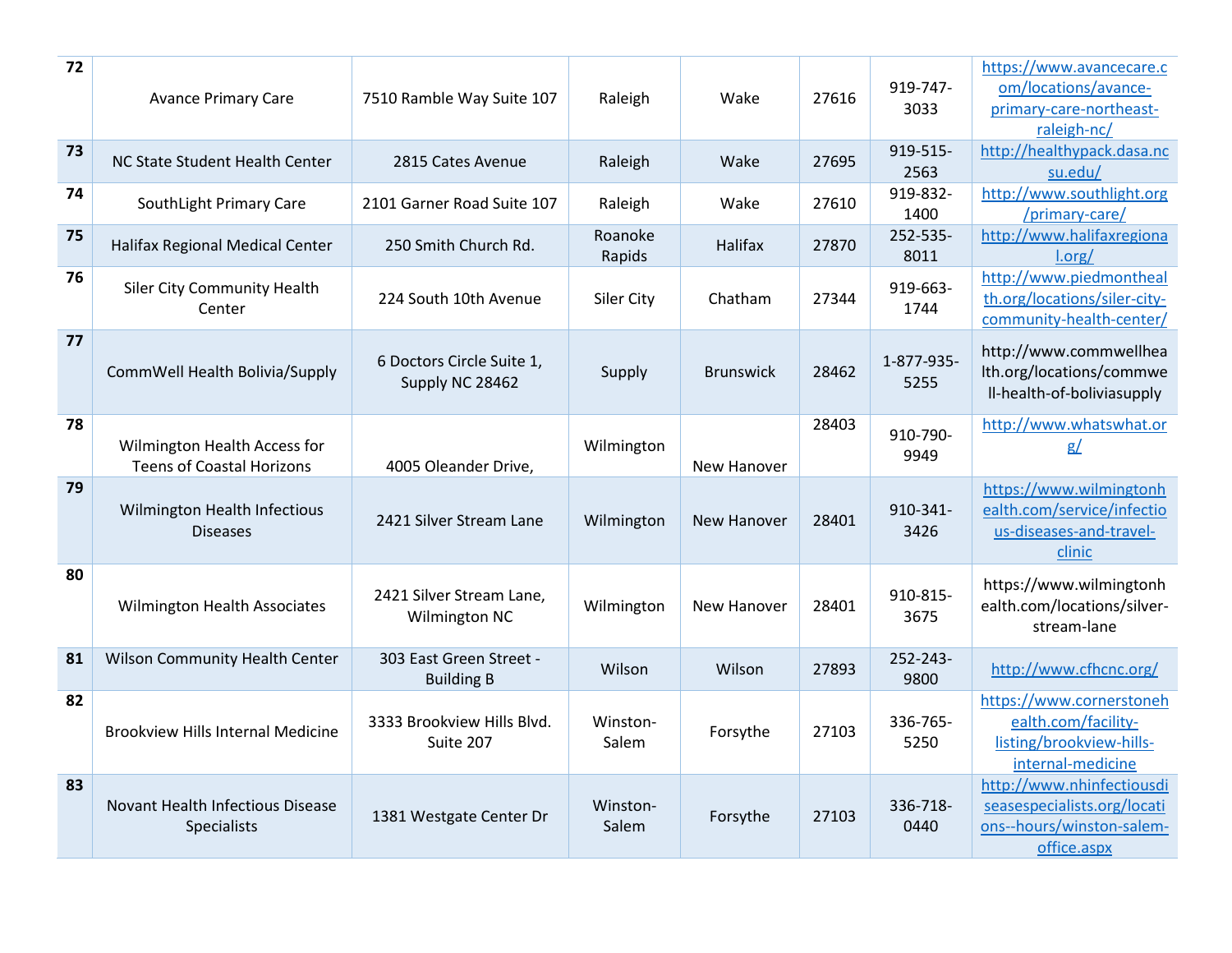| 72 | Avance Primary Care | 7510 Ramble Way Suite 107 | Raleigh | Wake | 27616 | 919-747-3033 | https://www.avancecare.com/locations/avance-primary-care-northeast-raleigh-nc/ |
|---|---|---|---|---|---|---|---|
| 73 | NC State Student Health Center | 2815 Cates Avenue | Raleigh | Wake | 27695 | 919-515-2563 | http://healthypack.dasa.ncsu.edu/ |
| 74 | SouthLight Primary Care | 2101 Garner Road Suite 107 | Raleigh | Wake | 27610 | 919-832-1400 | http://www.southlight.org/primary-care/ |
| 75 | Halifax Regional Medical Center | 250 Smith Church Rd. | Roanoke Rapids | Halifax | 27870 | 252-535-8011 | http://www.halifaxregional.org/ |
| 76 | Siler City Community Health Center | 224 South 10th Avenue | Siler City | Chatham | 27344 | 919-663-1744 | http://www.piedmonthealth.org/locations/siler-city-community-health-center/ |
| 77 | CommWell Health Bolivia/Supply | 6 Doctors Circle Suite 1, Supply NC 28462 | Supply | Brunswick | 28462 | 1-877-935-5255 | http://www.commwellhealth.org/locations/commwell-health-of-boliviasupply |
| 78 | Wilmington Health Access for Teens of Coastal Horizons | 4005 Oleander Drive, | Wilmington | New Hanover | 28403 | 910-790-9949 | http://www.whatswhat.org/ |
| 79 | Wilmington Health Infectious Diseases | 2421 Silver Stream Lane | Wilmington | New Hanover | 28401 | 910-341-3426 | https://www.wilmingtonhealth.com/service/infectious-diseases-and-travel-clinic |
| 80 | Wilmington Health Associates | 2421 Silver Stream Lane, Wilmington NC | Wilmington | New Hanover | 28401 | 910-815-3675 | https://www.wilmingtonhealth.com/locations/silver-stream-lane |
| 81 | Wilson Community Health Center | 303 East Green Street - Building B | Wilson | Wilson | 27893 | 252-243-9800 | http://www.cfhcnc.org/ |
| 82 | Brookview Hills Internal Medicine | 3333 Brookview Hills Blvd. Suite 207 | Winston-Salem | Forsythe | 27103 | 336-765-5250 | https://www.cornerstonehealth.com/facility-listing/brookview-hills-internal-medicine |
| 83 | Novant Health Infectious Disease Specialists | 1381 Westgate Center Dr | Winston-Salem | Forsythe | 27103 | 336-718-0440 | http://www.nhinfectiousdiseasespecialists.org/locations--hours/winston-salem-office.aspx |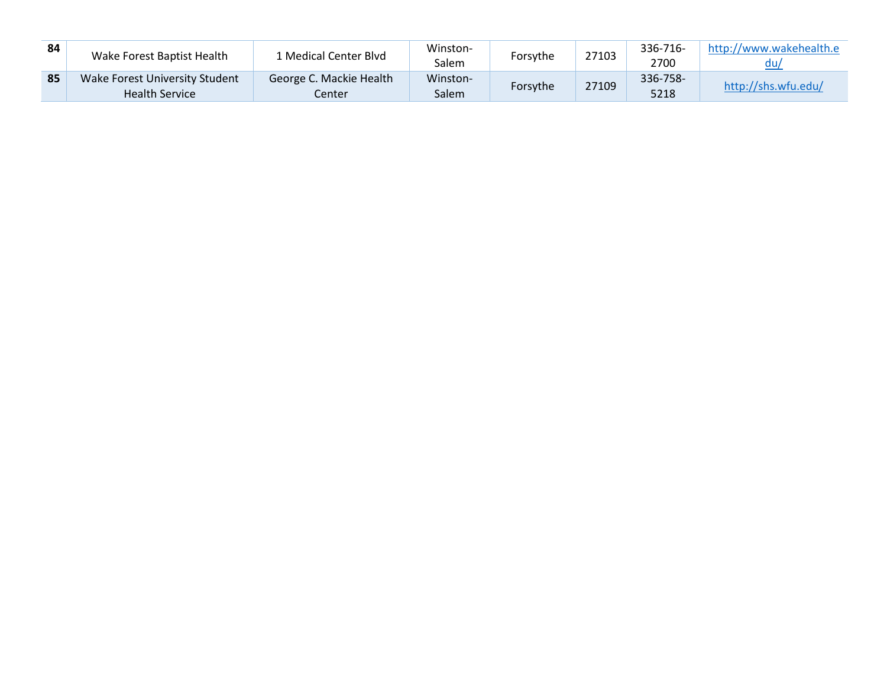| | | | | | | | |
|---|---|---|---|---|---|---|---|
| **84** | Wake Forest Baptist Health | 1 Medical Center Blvd | Winston-Salem | Forsythe | 27103 | 336-716-2700 | http://www.wakehealth.edu/ |
| **85** | Wake Forest University Student Health Service | George C. Mackie Health Center | Winston-Salem | Forsythe | 27109 | 336-758-5218 | http://shs.wfu.edu/ |